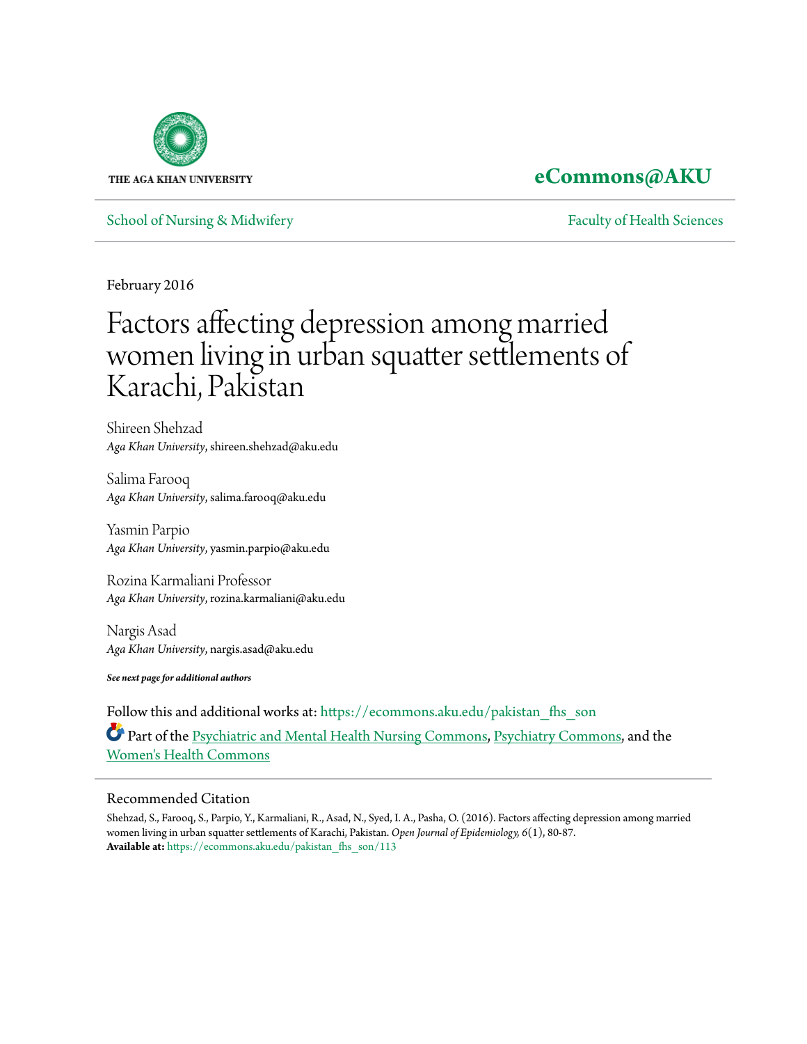THE AGA KHAN UNIVERSITY

**eCommons@AKU**

School of Nursing & Midwifery | Faculty of Health Sciences

February 2016

# Factors affecting depression among married women living in urban squatter settlements of Karachi, Pakistan

Shireen Shehzad
*Aga Khan University*, shireen.shehzad@aku.edu

Salima Farooq
*Aga Khan University*, salima.farooq@aku.edu

Yasmin Parpio
*Aga Khan University*, yasmin.parpio@aku.edu

Rozina Karmaliani Professor
*Aga Khan University*, rozina.karmaliani@aku.edu

Nargis Asad
*Aga Khan University*, nargis.asad@aku.edu

***See next page for additional authors***

Follow this and additional works at: https://ecommons.aku.edu/pakistan_fhs_son

Part of the Psychiatric and Mental Health Nursing Commons, Psychiatry Commons, and the Women's Health Commons

## Recommended Citation

Shehzad, S., Farooq, S., Parpio, Y., Karmaliani, R., Asad, N., Syed, I. A., Pasha, O. (2016). Factors affecting depression among married women living in urban squatter settlements of Karachi, Pakistan. *Open Journal of Epidemiology*, 6(1), 80-87.
**Available at:** https://ecommons.aku.edu/pakistan_fhs_son/113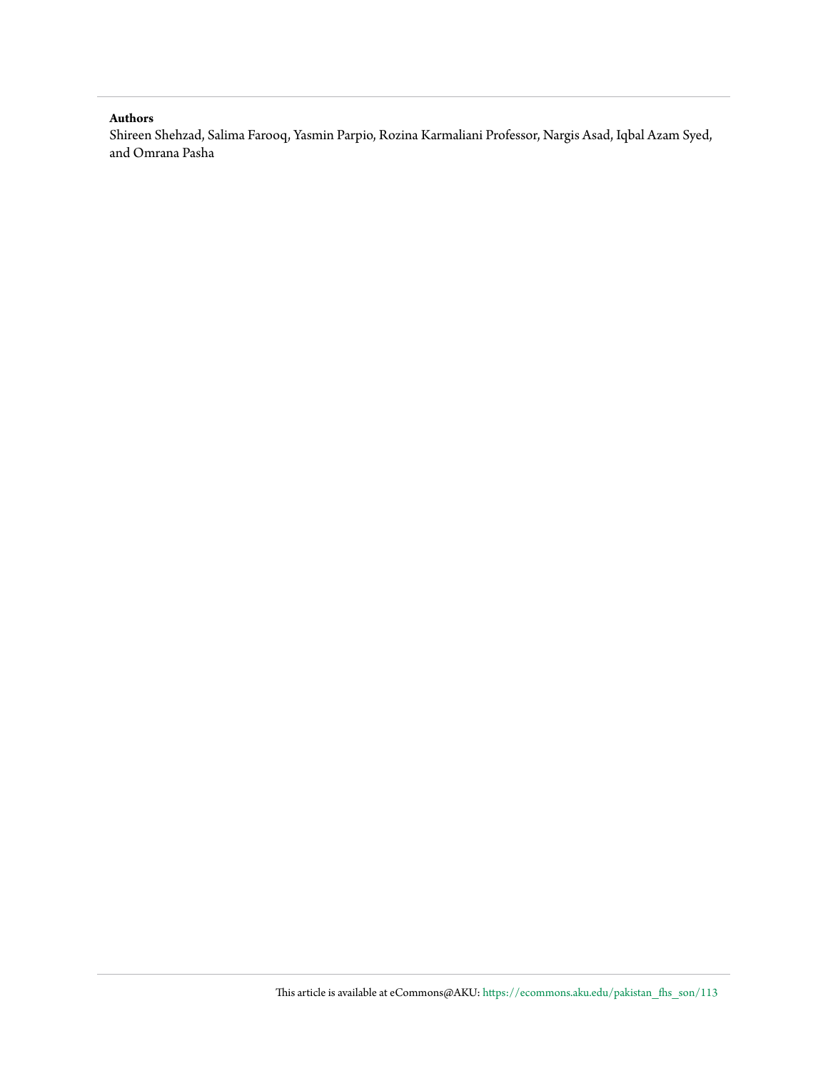**Authors**

Shireen Shehzad, Salima Farooq, Yasmin Parpio, Rozina Karmaliani Professor, Nargis Asad, Iqbal Azam Syed, and Omrana Pasha

This article is available at eCommons@AKU: https://ecommons.aku.edu/pakistan_fhs_son/113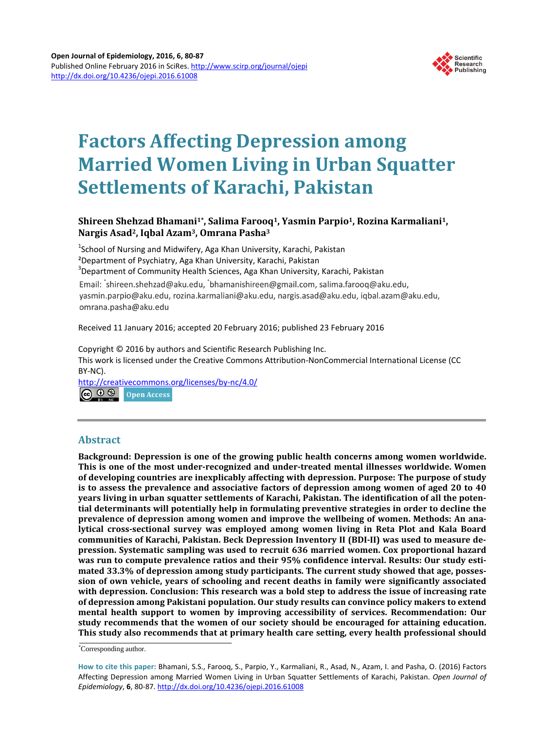# Factors Affecting Depression among Married Women Living in Urban Squatter Settlements of Karachi, Pakistan

**Shireen Shehzad Bhamani[1*], Salima Farooq[1], Yasmin Parpio[1], Rozina Karmaliani[1], Nargis Asad[2], Iqbal Azam[3], Omrana Pasha[3]**

[1]School of Nursing and Midwifery, Aga Khan University, Karachi, Pakistan
[2]Department of Psychiatry, Aga Khan University, Karachi, Pakistan
[3]Department of Community Health Sciences, Aga Khan University, Karachi, Pakistan

Email: *shireen.shehzad@aku.edu, *bhamanishireen@gmail.com, salima.farooq@aku.edu, yasmin.parpio@aku.edu, rozina.karmaliani@aku.edu, nargis.asad@aku.edu, iqbal.azam@aku.edu, omrana.pasha@aku.edu

Received 11 January 2016; accepted 20 February 2016; published 23 February 2016

Copyright © 2016 by authors and Scientific Research Publishing Inc.
This work is licensed under the Creative Commons Attribution-NonCommercial International License (CC BY-NC).
http://creativecommons.org/licenses/by-nc/4.0/

Open Access

## Abstract

**Background: Depression is one of the growing public health concerns among women worldwide. This is one of the most under-recognized and under-treated mental illnesses worldwide. Women of developing countries are inexplicably affecting with depression. Purpose: The purpose of study is to assess the prevalence and associative factors of depression among women of aged 20 to 40 years living in urban squatter settlements of Karachi, Pakistan. The identification of all the potential determinants will potentially help in formulating preventive strategies in order to decline the prevalence of depression among women and improve the wellbeing of women. Methods: An analytical cross-sectional survey was employed among women living in Reta Plot and Kala Board communities of Karachi, Pakistan. Beck Depression Inventory II (BDI-II) was used to measure depression. Systematic sampling was used to recruit 636 married women. Cox proportional hazard was run to compute prevalence ratios and their 95% confidence interval. Results: Our study estimated 33.3% of depression among study participants. The current study showed that age, possession of own vehicle, years of schooling and recent deaths in family were significantly associated with depression. Conclusion: This research was a bold step to address the issue of increasing rate of depression among Pakistani population. Our study results can convince policy makers to extend mental health support to women by improving accessibility of services. Recommendation: Our study recommends that the women of our society should be encouraged for attaining education. This study also recommends that at primary health care setting, every health professional should**

*Corresponding author.

**How to cite this paper:** Bhamani, S.S., Farooq, S., Parpio, Y., Karmaliani, R., Asad, N., Azam, I. and Pasha, O. (2016) Factors Affecting Depression among Married Women Living in Urban Squatter Settlements of Karachi, Pakistan. *Open Journal of Epidemiology*, **6**, 80-87. http://dx.doi.org/10.4236/ojepi.2016.61008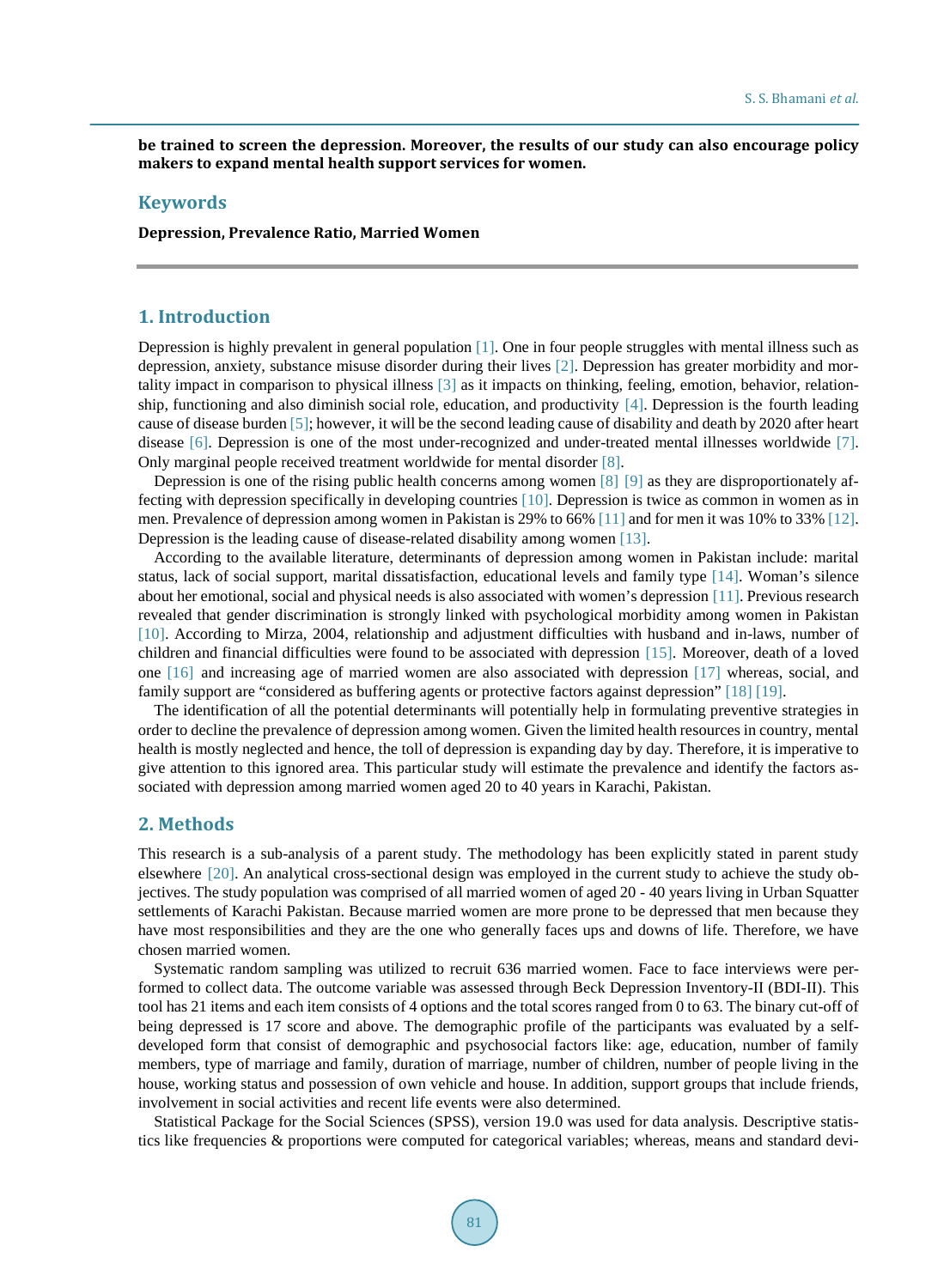**be trained to screen the depression. Moreover, the results of our study can also encourage policy makers to expand mental health support services for women.**

## Keywords

**Depression, Prevalence Ratio, Married Women**

## 1. Introduction

Depression is highly prevalent in general population [1]. One in four people struggles with mental illness such as depression, anxiety, substance misuse disorder during their lives [2]. Depression has greater morbidity and mortality impact in comparison to physical illness [3] as it impacts on thinking, feeling, emotion, behavior, relationship, functioning and also diminish social role, education, and productivity [4]. Depression is the fourth leading cause of disease burden [5]; however, it will be the second leading cause of disability and death by 2020 after heart disease [6]. Depression is one of the most under-recognized and under-treated mental illnesses worldwide [7]. Only marginal people received treatment worldwide for mental disorder [8].

Depression is one of the rising public health concerns among women [8] [9] as they are disproportionately affecting with depression specifically in developing countries [10]. Depression is twice as common in women as in men. Prevalence of depression among women in Pakistan is 29% to 66% [11] and for men it was 10% to 33% [12]. Depression is the leading cause of disease-related disability among women [13].

According to the available literature, determinants of depression among women in Pakistan include: marital status, lack of social support, marital dissatisfaction, educational levels and family type [14]. Woman's silence about her emotional, social and physical needs is also associated with women's depression [11]. Previous research revealed that gender discrimination is strongly linked with psychological morbidity among women in Pakistan [10]. According to Mirza, 2004, relationship and adjustment difficulties with husband and in-laws, number of children and financial difficulties were found to be associated with depression [15]. Moreover, death of a loved one [16] and increasing age of married women are also associated with depression [17] whereas, social, and family support are "considered as buffering agents or protective factors against depression" [18] [19].

The identification of all the potential determinants will potentially help in formulating preventive strategies in order to decline the prevalence of depression among women. Given the limited health resources in country, mental health is mostly neglected and hence, the toll of depression is expanding day by day. Therefore, it is imperative to give attention to this ignored area. This particular study will estimate the prevalence and identify the factors associated with depression among married women aged 20 to 40 years in Karachi, Pakistan.

## 2. Methods

This research is a sub-analysis of a parent study. The methodology has been explicitly stated in parent study elsewhere [20]. An analytical cross-sectional design was employed in the current study to achieve the study objectives. The study population was comprised of all married women of aged 20 - 40 years living in Urban Squatter settlements of Karachi Pakistan. Because married women are more prone to be depressed that men because they have most responsibilities and they are the one who generally faces ups and downs of life. Therefore, we have chosen married women.

Systematic random sampling was utilized to recruit 636 married women. Face to face interviews were performed to collect data. The outcome variable was assessed through Beck Depression Inventory-II (BDI-II). This tool has 21 items and each item consists of 4 options and the total scores ranged from 0 to 63. The binary cut-off of being depressed is 17 score and above. The demographic profile of the participants was evaluated by a self-developed form that consist of demographic and psychosocial factors like: age, education, number of family members, type of marriage and family, duration of marriage, number of children, number of people living in the house, working status and possession of own vehicle and house. In addition, support groups that include friends, involvement in social activities and recent life events were also determined.

Statistical Package for the Social Sciences (SPSS), version 19.0 was used for data analysis. Descriptive statistics like frequencies & proportions were computed for categorical variables; whereas, means and standard devi-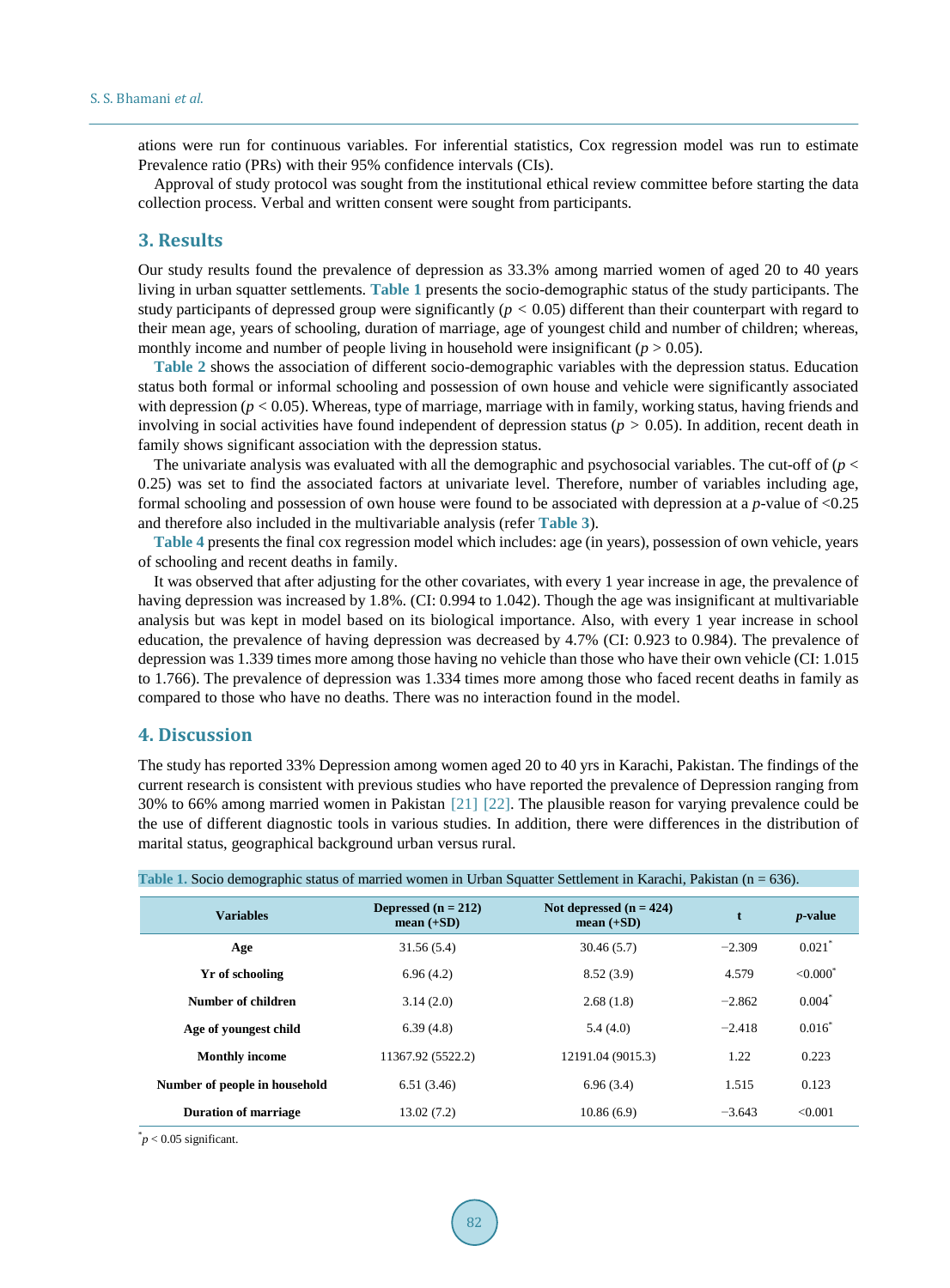ations were run for continuous variables. For inferential statistics, Cox regression model was run to estimate Prevalence ratio (PRs) with their 95% confidence intervals (CIs).

Approval of study protocol was sought from the institutional ethical review committee before starting the data collection process. Verbal and written consent were sought from participants.

## 3. Results

Our study results found the prevalence of depression as 33.3% among married women of aged 20 to 40 years living in urban squatter settlements. **Table 1** presents the socio-demographic status of the study participants. The study participants of depressed group were significantly ($p < 0.05$) different than their counterpart with regard to their mean age, years of schooling, duration of marriage, age of youngest child and number of children; whereas, monthly income and number of people living in household were insignificant ($p > 0.05$).

**Table 2** shows the association of different socio-demographic variables with the depression status. Education status both formal or informal schooling and possession of own house and vehicle were significantly associated with depression ($p < 0.05$). Whereas, type of marriage, marriage with in family, working status, having friends and involving in social activities have found independent of depression status ($p > 0.05$). In addition, recent death in family shows significant association with the depression status.

The univariate analysis was evaluated with all the demographic and psychosocial variables. The cut-off of ($p < 0.25$) was set to find the associated factors at univariate level. Therefore, number of variables including age, formal schooling and possession of own house were found to be associated with depression at a $p$-value of <0.25 and therefore also included in the multivariable analysis (refer **Table 3**).

**Table 4** presents the final cox regression model which includes: age (in years), possession of own vehicle, years of schooling and recent deaths in family.

It was observed that after adjusting for the other covariates, with every 1 year increase in age, the prevalence of having depression was increased by 1.8%. (CI: 0.994 to 1.042). Though the age was insignificant at multivariable analysis but was kept in model based on its biological importance. Also, with every 1 year increase in school education, the prevalence of having depression was decreased by 4.7% (CI: 0.923 to 0.984). The prevalence of depression was 1.339 times more among those having no vehicle than those who have their own vehicle (CI: 1.015 to 1.766). The prevalence of depression was 1.334 times more among those who faced recent deaths in family as compared to those who have no deaths. There was no interaction found in the model.

## 4. Discussion

The study has reported 33% Depression among women aged 20 to 40 yrs in Karachi, Pakistan. The findings of the current research is consistent with previous studies who have reported the prevalence of Depression ranging from 30% to 66% among married women in Pakistan [21] [22]. The plausible reason for varying prevalence could be the use of different diagnostic tools in various studies. In addition, there were differences in the distribution of marital status, geographical background urban versus rural.

**Table 1.** Socio demographic status of married women in Urban Squatter Settlement in Karachi, Pakistan (n = 636).

| Variables | Depressed (n = 212) mean (+SD) | Not depressed (n = 424) mean (+SD) | t | *p*-value |
|---|---|---|---|---|
| **Age** | 31.56 (5.4) | 30.46 (5.7) | −2.309 | 0.021* |
| **Yr of schooling** | 6.96 (4.2) | 8.52 (3.9) | 4.579 | <0.000* |
| **Number of children** | 3.14 (2.0) | 2.68 (1.8) | −2.862 | 0.004* |
| **Age of youngest child** | 6.39 (4.8) | 5.4 (4.0) | −2.418 | 0.016* |
| **Monthly income** | 11367.92 (5522.2) | 12191.04 (9015.3) | 1.22 | 0.223 |
| **Number of people in household** | 6.51 (3.46) | 6.96 (3.4) | 1.515 | 0.123 |
| **Duration of marriage** | 13.02 (7.2) | 10.86 (6.9) | −3.643 | <0.001 |

*$p < 0.05$ significant.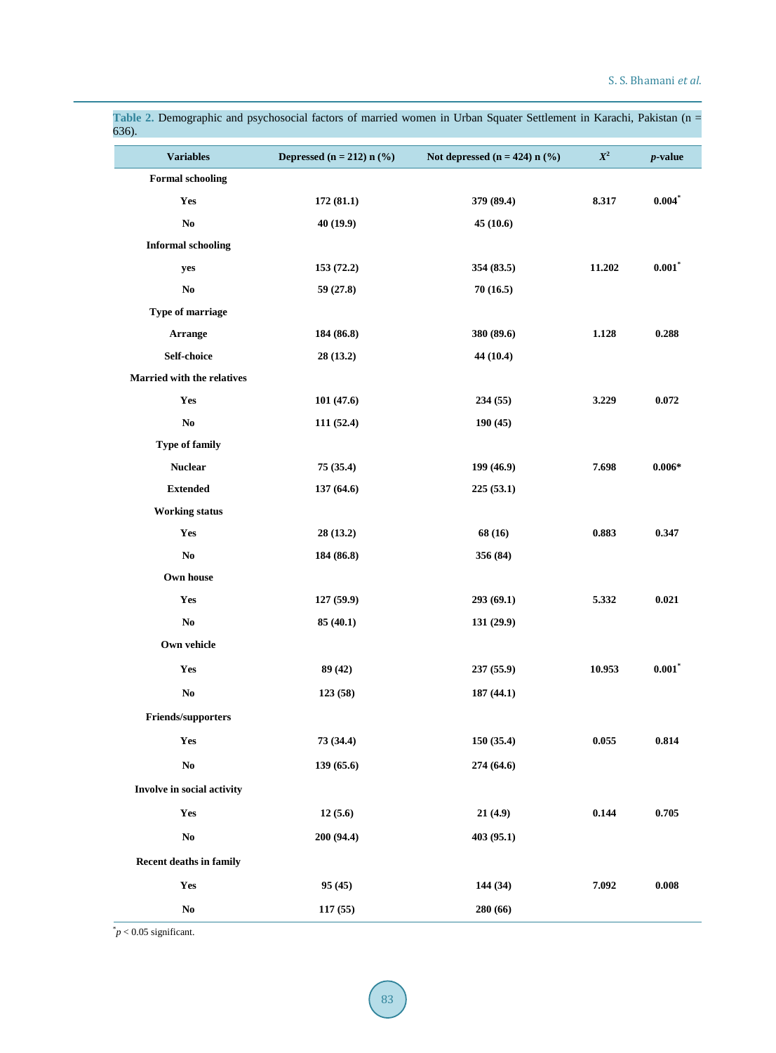**Table 2.** Demographic and psychosocial factors of married women in Urban Squater Settlement in Karachi, Pakistan (n = 636).

| Variables | Depressed (n = 212) n (%) | Not depressed (n = 424) n (%) | $X^2$ | *p*-value |
|---|---|---|---|---|
| **Formal schooling** | | | | |
| Yes | 172 (81.1) | 379 (89.4) | 8.317 | 0.004* |
| No | 40 (19.9) | 45 (10.6) | | |
| **Informal schooling** | | | | |
| yes | 153 (72.2) | 354 (83.5) | 11.202 | 0.001* |
| No | 59 (27.8) | 70 (16.5) | | |
| **Type of marriage** | | | | |
| Arrange | 184 (86.8) | 380 (89.6) | 1.128 | 0.288 |
| Self-choice | 28 (13.2) | 44 (10.4) | | |
| **Married with the relatives** | | | | |
| Yes | 101 (47.6) | 234 (55) | 3.229 | 0.072 |
| No | 111 (52.4) | 190 (45) | | |
| **Type of family** | | | | |
| Nuclear | 75 (35.4) | 199 (46.9) | 7.698 | 0.006* |
| Extended | 137 (64.6) | 225 (53.1) | | |
| **Working status** | | | | |
| Yes | 28 (13.2) | 68 (16) | 0.883 | 0.347 |
| No | 184 (86.8) | 356 (84) | | |
| **Own house** | | | | |
| Yes | 127 (59.9) | 293 (69.1) | 5.332 | 0.021 |
| No | 85 (40.1) | 131 (29.9) | | |
| **Own vehicle** | | | | |
| Yes | 89 (42) | 237 (55.9) | 10.953 | 0.001* |
| No | 123 (58) | 187 (44.1) | | |
| **Friends/supporters** | | | | |
| Yes | 73 (34.4) | 150 (35.4) | 0.055 | 0.814 |
| No | 139 (65.6) | 274 (64.6) | | |
| **Involve in social activity** | | | | |
| Yes | 12 (5.6) | 21 (4.9) | 0.144 | 0.705 |
| No | 200 (94.4) | 403 (95.1) | | |
| **Recent deaths in family** | | | | |
| Yes | 95 (45) | 144 (34) | 7.092 | 0.008 |
| No | 117 (55) | 280 (66) | | |

*$p < 0.05$ significant.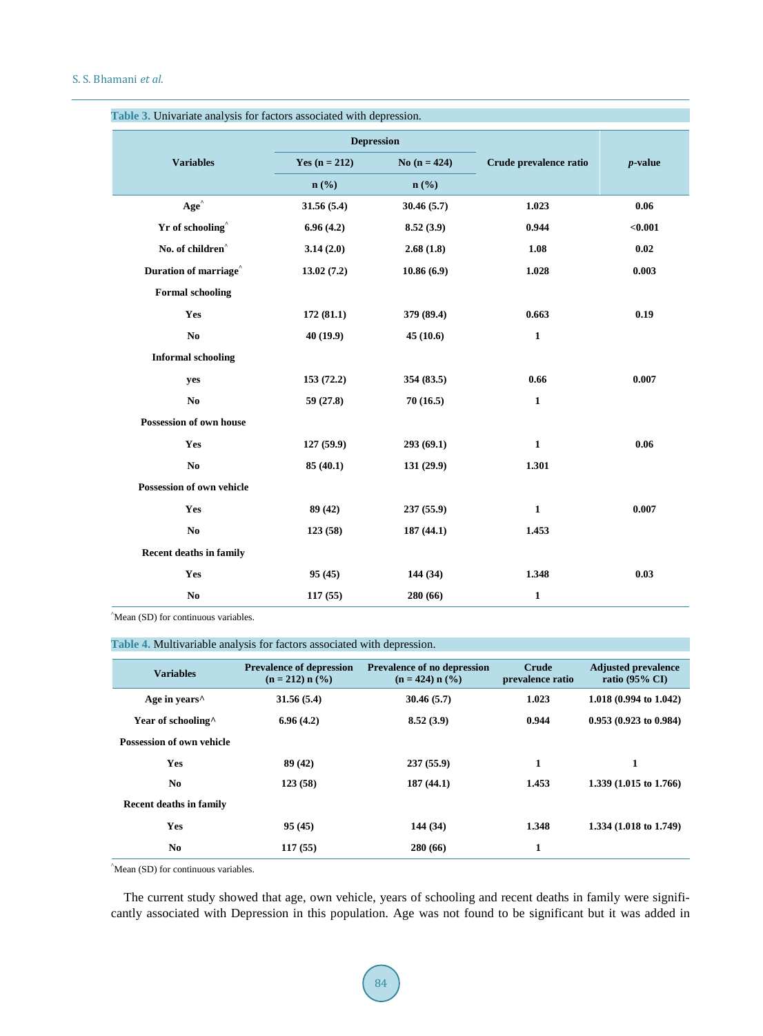**Table 3.** Univariate analysis for factors associated with depression.

| Variables | Depression | | Crude prevalence ratio | *p*-value |
|---|---|---|---|---|
| | Yes (n = 212) | No (n = 424) | | |
| | n (%) | n (%) | | |
| Age^ | 31.56 (5.4) | 30.46 (5.7) | 1.023 | 0.06 |
| Yr of schooling^ | 6.96 (4.2) | 8.52 (3.9) | 0.944 | <0.001 |
| No. of children^ | 3.14 (2.0) | 2.68 (1.8) | 1.08 | 0.02 |
| Duration of marriage^ | 13.02 (7.2) | 10.86 (6.9) | 1.028 | 0.003 |
| Formal schooling | | | | |
| Yes | 172 (81.1) | 379 (89.4) | 0.663 | 0.19 |
| No | 40 (19.9) | 45 (10.6) | 1 | |
| Informal schooling | | | | |
| yes | 153 (72.2) | 354 (83.5) | 0.66 | 0.007 |
| No | 59 (27.8) | 70 (16.5) | 1 | |
| Possession of own house | | | | |
| Yes | 127 (59.9) | 293 (69.1) | 1 | 0.06 |
| No | 85 (40.1) | 131 (29.9) | 1.301 | |
| Possession of own vehicle | | | | |
| Yes | 89 (42) | 237 (55.9) | 1 | 0.007 |
| No | 123 (58) | 187 (44.1) | 1.453 | |
| Recent deaths in family | | | | |
| Yes | 95 (45) | 144 (34) | 1.348 | 0.03 |
| No | 117 (55) | 280 (66) | 1 | |

^Mean (SD) for continuous variables.

**Table 4.** Multivariable analysis for factors associated with depression.

| Variables | Prevalence of depression (n = 212) n (%) | Prevalence of no depression (n = 424) n (%) | Crude prevalence ratio | Adjusted prevalence ratio (95% CI) |
|---|---|---|---|---|
| Age in years^ | 31.56 (5.4) | 30.46 (5.7) | 1.023 | 1.018 (0.994 to 1.042) |
| Year of schooling^ | 6.96 (4.2) | 8.52 (3.9) | 0.944 | 0.953 (0.923 to 0.984) |
| Possession of own vehicle | | | | |
| Yes | 89 (42) | 237 (55.9) | 1 | 1 |
| No | 123 (58) | 187 (44.1) | 1.453 | 1.339 (1.015 to 1.766) |
| Recent deaths in family | | | | |
| Yes | 95 (45) | 144 (34) | 1.348 | 1.334 (1.018 to 1.749) |
| No | 117 (55) | 280 (66) | 1 | |

^Mean (SD) for continuous variables.

The current study showed that age, own vehicle, years of schooling and recent deaths in family were significantly associated with Depression in this population. Age was not found to be significant but it was added in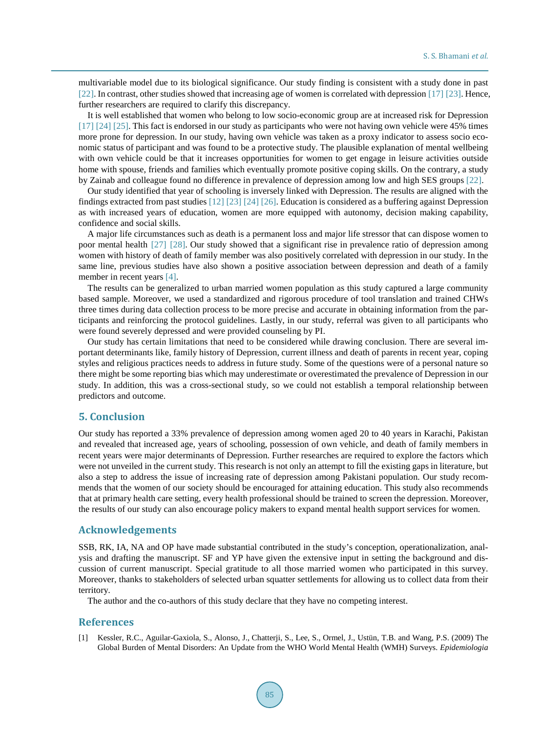multivariable model due to its biological significance. Our study finding is consistent with a study done in past [22]. In contrast, other studies showed that increasing age of women is correlated with depression [17] [23]. Hence, further researchers are required to clarify this discrepancy.

It is well established that women who belong to low socio-economic group are at increased risk for Depression [17] [24] [25]. This fact is endorsed in our study as participants who were not having own vehicle were 45% times more prone for depression. In our study, having own vehicle was taken as a proxy indicator to assess socio economic status of participant and was found to be a protective study. The plausible explanation of mental wellbeing with own vehicle could be that it increases opportunities for women to get engage in leisure activities outside home with spouse, friends and families which eventually promote positive coping skills. On the contrary, a study by Zainab and colleague found no difference in prevalence of depression among low and high SES groups [22].

Our study identified that year of schooling is inversely linked with Depression. The results are aligned with the findings extracted from past studies [12] [23] [24] [26]. Education is considered as a buffering against Depression as with increased years of education, women are more equipped with autonomy, decision making capability, confidence and social skills.

A major life circumstances such as death is a permanent loss and major life stressor that can dispose women to poor mental health [27] [28]. Our study showed that a significant rise in prevalence ratio of depression among women with history of death of family member was also positively correlated with depression in our study. In the same line, previous studies have also shown a positive association between depression and death of a family member in recent years [4].

The results can be generalized to urban married women population as this study captured a large community based sample. Moreover, we used a standardized and rigorous procedure of tool translation and trained CHWs three times during data collection process to be more precise and accurate in obtaining information from the participants and reinforcing the protocol guidelines. Lastly, in our study, referral was given to all participants who were found severely depressed and were provided counseling by PI.

Our study has certain limitations that need to be considered while drawing conclusion. There are several important determinants like, family history of Depression, current illness and death of parents in recent year, coping styles and religious practices needs to address in future study. Some of the questions were of a personal nature so there might be some reporting bias which may underestimate or overestimated the prevalence of Depression in our study. In addition, this was a cross-sectional study, so we could not establish a temporal relationship between predictors and outcome.

## 5. Conclusion

Our study has reported a 33% prevalence of depression among women aged 20 to 40 years in Karachi, Pakistan and revealed that increased age, years of schooling, possession of own vehicle, and death of family members in recent years were major determinants of Depression. Further researches are required to explore the factors which were not unveiled in the current study. This research is not only an attempt to fill the existing gaps in literature, but also a step to address the issue of increasing rate of depression among Pakistani population. Our study recommends that the women of our society should be encouraged for attaining education. This study also recommends that at primary health care setting, every health professional should be trained to screen the depression. Moreover, the results of our study can also encourage policy makers to expand mental health support services for women.

## Acknowledgements

SSB, RK, IA, NA and OP have made substantial contributed in the study's conception, operationalization, analysis and drafting the manuscript. SF and YP have given the extensive input in setting the background and discussion of current manuscript. Special gratitude to all those married women who participated in this survey. Moreover, thanks to stakeholders of selected urban squatter settlements for allowing us to collect data from their territory.

The author and the co-authors of this study declare that they have no competing interest.

## References

[1] Kessler, R.C., Aguilar-Gaxiola, S., Alonso, J., Chatterji, S., Lee, S., Ormel, J., Ustün, T.B. and Wang, P.S. (2009) The Global Burden of Mental Disorders: An Update from the WHO World Mental Health (WMH) Surveys. *Epidemiologia*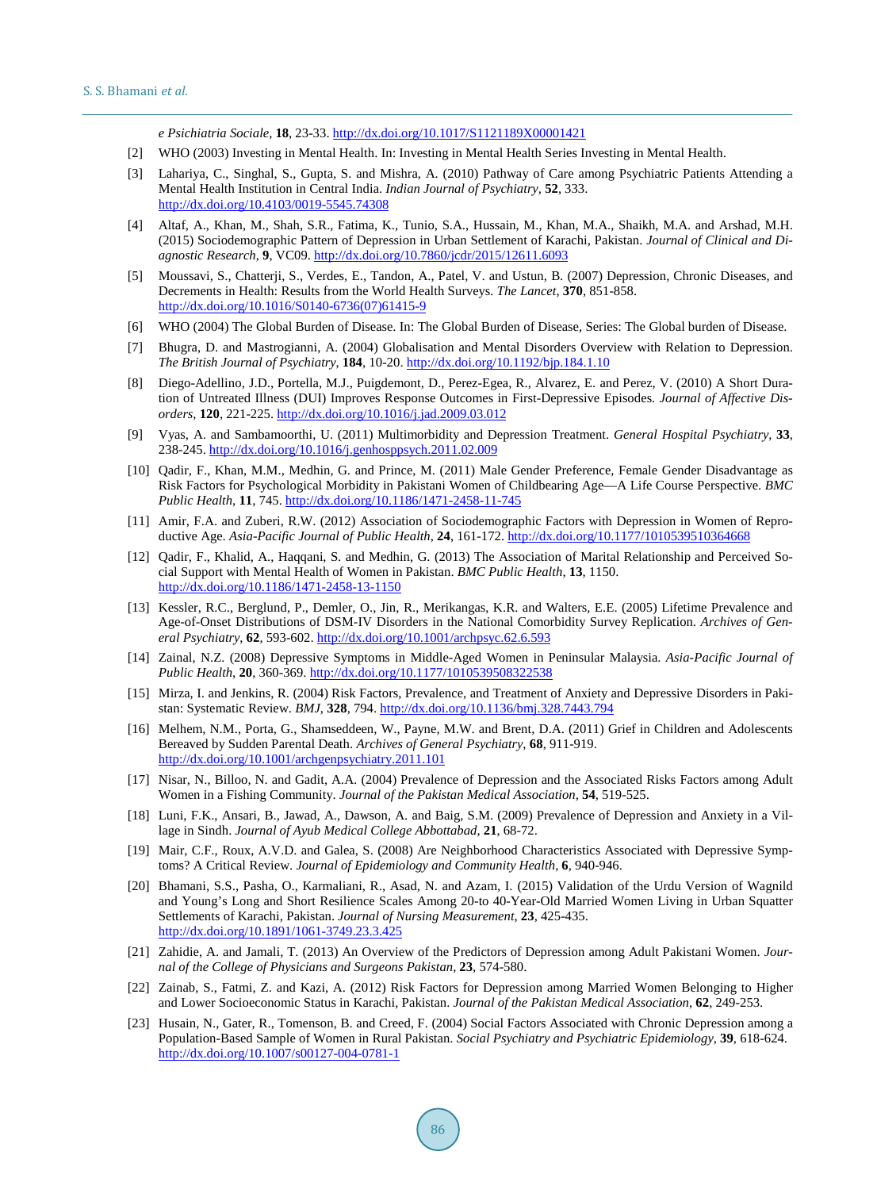*e Psichiatria Sociale*, **18**, 23-33. http://dx.doi.org/10.1017/S1121189X00001421

[2] WHO (2003) Investing in Mental Health. In: Investing in Mental Health Series Investing in Mental Health.

[3] Lahariya, C., Singhal, S., Gupta, S. and Mishra, A. (2010) Pathway of Care among Psychiatric Patients Attending a Mental Health Institution in Central India. *Indian Journal of Psychiatry*, **52**, 333. http://dx.doi.org/10.4103/0019-5545.74308

[4] Altaf, A., Khan, M., Shah, S.R., Fatima, K., Tunio, S.A., Hussain, M., Khan, M.A., Shaikh, M.A. and Arshad, M.H. (2015) Sociodemographic Pattern of Depression in Urban Settlement of Karachi, Pakistan. *Journal of Clinical and Diagnostic Research*, **9**, VC09. http://dx.doi.org/10.7860/jcdr/2015/12611.6093

[5] Moussavi, S., Chatterji, S., Verdes, E., Tandon, A., Patel, V. and Ustun, B. (2007) Depression, Chronic Diseases, and Decrements in Health: Results from the World Health Surveys. *The Lancet*, **370**, 851-858. http://dx.doi.org/10.1016/S0140-6736(07)61415-9

[6] WHO (2004) The Global Burden of Disease. In: The Global Burden of Disease, Series: The Global burden of Disease.

[7] Bhugra, D. and Mastrogianni, A. (2004) Globalisation and Mental Disorders Overview with Relation to Depression. *The British Journal of Psychiatry*, **184**, 10-20. http://dx.doi.org/10.1192/bjp.184.1.10

[8] Diego-Adellino, J.D., Portella, M.J., Puigdemont, D., Perez-Egea, R., Alvarez, E. and Perez, V. (2010) A Short Duration of Untreated Illness (DUI) Improves Response Outcomes in First-Depressive Episodes. *Journal of Affective Disorders*, **120**, 221-225. http://dx.doi.org/10.1016/j.jad.2009.03.012

[9] Vyas, A. and Sambamoorthi, U. (2011) Multimorbidity and Depression Treatment. *General Hospital Psychiatry*, **33**, 238-245. http://dx.doi.org/10.1016/j.genhosppsych.2011.02.009

[10] Qadir, F., Khan, M.M., Medhin, G. and Prince, M. (2011) Male Gender Preference, Female Gender Disadvantage as Risk Factors for Psychological Morbidity in Pakistani Women of Childbearing Age—A Life Course Perspective. *BMC Public Health*, **11**, 745. http://dx.doi.org/10.1186/1471-2458-11-745

[11] Amir, F.A. and Zuberi, R.W. (2012) Association of Sociodemographic Factors with Depression in Women of Reproductive Age. *Asia-Pacific Journal of Public Health*, **24**, 161-172. http://dx.doi.org/10.1177/1010539510364668

[12] Qadir, F., Khalid, A., Haqqani, S. and Medhin, G. (2013) The Association of Marital Relationship and Perceived Social Support with Mental Health of Women in Pakistan. *BMC Public Health*, **13**, 1150. http://dx.doi.org/10.1186/1471-2458-13-1150

[13] Kessler, R.C., Berglund, P., Demler, O., Jin, R., Merikangas, K.R. and Walters, E.E. (2005) Lifetime Prevalence and Age-of-Onset Distributions of DSM-IV Disorders in the National Comorbidity Survey Replication. *Archives of General Psychiatry*, **62**, 593-602. http://dx.doi.org/10.1001/archpsyc.62.6.593

[14] Zainal, N.Z. (2008) Depressive Symptoms in Middle-Aged Women in Peninsular Malaysia. *Asia-Pacific Journal of Public Health*, **20**, 360-369. http://dx.doi.org/10.1177/1010539508322538

[15] Mirza, I. and Jenkins, R. (2004) Risk Factors, Prevalence, and Treatment of Anxiety and Depressive Disorders in Pakistan: Systematic Review. *BMJ*, **328**, 794. http://dx.doi.org/10.1136/bmj.328.7443.794

[16] Melhem, N.M., Porta, G., Shamseddeen, W., Payne, M.W. and Brent, D.A. (2011) Grief in Children and Adolescents Bereaved by Sudden Parental Death. *Archives of General Psychiatry*, **68**, 911-919. http://dx.doi.org/10.1001/archgenpsychiatry.2011.101

[17] Nisar, N., Billoo, N. and Gadit, A.A. (2004) Prevalence of Depression and the Associated Risks Factors among Adult Women in a Fishing Community. *Journal of the Pakistan Medical Association*, **54**, 519-525.

[18] Luni, F.K., Ansari, B., Jawad, A., Dawson, A. and Baig, S.M. (2009) Prevalence of Depression and Anxiety in a Village in Sindh. *Journal of Ayub Medical College Abbottabad*, **21**, 68-72.

[19] Mair, C.F., Roux, A.V.D. and Galea, S. (2008) Are Neighborhood Characteristics Associated with Depressive Symptoms? A Critical Review. *Journal of Epidemiology and Community Health*, **6**, 940-946.

[20] Bhamani, S.S., Pasha, O., Karmaliani, R., Asad, N. and Azam, I. (2015) Validation of the Urdu Version of Wagnild and Young's Long and Short Resilience Scales Among 20-to 40-Year-Old Married Women Living in Urban Squatter Settlements of Karachi, Pakistan. *Journal of Nursing Measurement*, **23**, 425-435. http://dx.doi.org/10.1891/1061-3749.23.3.425

[21] Zahidie, A. and Jamali, T. (2013) An Overview of the Predictors of Depression among Adult Pakistani Women. *Journal of the College of Physicians and Surgeons Pakistan*, **23**, 574-580.

[22] Zainab, S., Fatmi, Z. and Kazi, A. (2012) Risk Factors for Depression among Married Women Belonging to Higher and Lower Socioeconomic Status in Karachi, Pakistan. *Journal of the Pakistan Medical Association*, **62**, 249-253.

[23] Husain, N., Gater, R., Tomenson, B. and Creed, F. (2004) Social Factors Associated with Chronic Depression among a Population-Based Sample of Women in Rural Pakistan. *Social Psychiatry and Psychiatric Epidemiology*, **39**, 618-624. http://dx.doi.org/10.1007/s00127-004-0781-1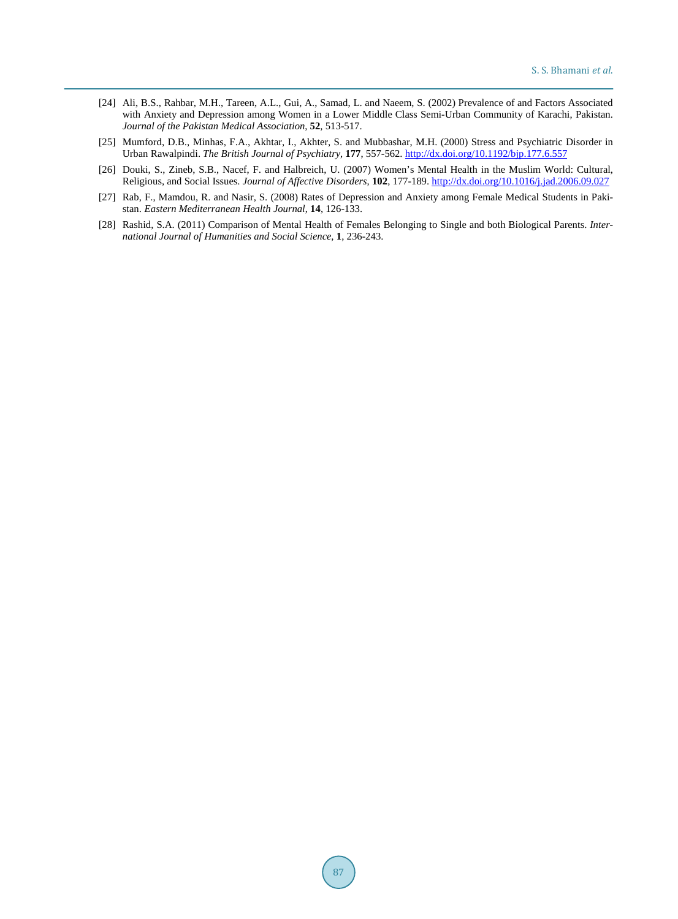[24] Ali, B.S., Rahbar, M.H., Tareen, A.L., Gui, A., Samad, L. and Naeem, S. (2002) Prevalence of and Factors Associated with Anxiety and Depression among Women in a Lower Middle Class Semi-Urban Community of Karachi, Pakistan. *Journal of the Pakistan Medical Association*, **52**, 513-517.

[25] Mumford, D.B., Minhas, F.A., Akhtar, I., Akhter, S. and Mubbashar, M.H. (2000) Stress and Psychiatric Disorder in Urban Rawalpindi. *The British Journal of Psychiatry*, **177**, 557-562. http://dx.doi.org/10.1192/bjp.177.6.557

[26] Douki, S., Zineb, S.B., Nacef, F. and Halbreich, U. (2007) Women's Mental Health in the Muslim World: Cultural, Religious, and Social Issues. *Journal of Affective Disorders*, **102**, 177-189. http://dx.doi.org/10.1016/j.jad.2006.09.027

[27] Rab, F., Mamdou, R. and Nasir, S. (2008) Rates of Depression and Anxiety among Female Medical Students in Pakistan. *Eastern Mediterranean Health Journal*, **14**, 126-133.

[28] Rashid, S.A. (2011) Comparison of Mental Health of Females Belonging to Single and both Biological Parents. *International Journal of Humanities and Social Science*, **1**, 236-243.